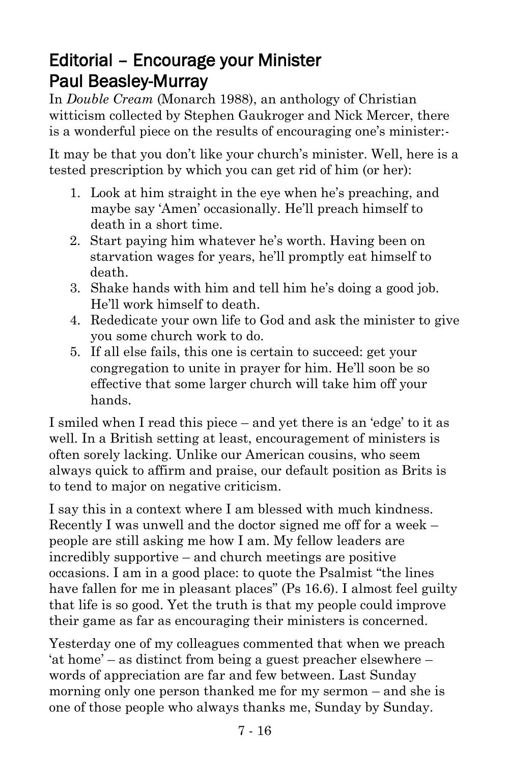# Editorial – Encourage your Minister
## Paul Beasley-Murray

In *Double Cream* (Monarch 1988), an anthology of Christian witticism collected by Stephen Gaukroger and Nick Mercer, there is a wonderful piece on the results of encouraging one's minister:-

It may be that you don't like your church's minister. Well, here is a tested prescription by which you can get rid of him (or her):

1. Look at him straight in the eye when he's preaching, and maybe say 'Amen' occasionally. He'll preach himself to death in a short time.
2. Start paying him whatever he's worth. Having been on starvation wages for years, he'll promptly eat himself to death.
3. Shake hands with him and tell him he's doing a good job. He'll work himself to death.
4. Rededicate your own life to God and ask the minister to give you some church work to do.
5. If all else fails, this one is certain to succeed: get your congregation to unite in prayer for him. He'll soon be so effective that some larger church will take him off your hands.

I smiled when I read this piece – and yet there is an 'edge' to it as well. In a British setting at least, encouragement of ministers is often sorely lacking. Unlike our American cousins, who seem always quick to affirm and praise, our default position as Brits is to tend to major on negative criticism.

I say this in a context where I am blessed with much kindness. Recently I was unwell and the doctor signed me off for a week – people are still asking me how I am. My fellow leaders are incredibly supportive – and church meetings are positive occasions. I am in a good place: to quote the Psalmist "the lines have fallen for me in pleasant places" (Ps 16.6). I almost feel guilty that life is so good. Yet the truth is that my people could improve their game as far as encouraging their ministers is concerned.

Yesterday one of my colleagues commented that when we preach 'at home' – as distinct from being a guest preacher elsewhere – words of appreciation are far and few between. Last Sunday morning only one person thanked me for my sermon – and she is one of those people who always thanks me, Sunday by Sunday.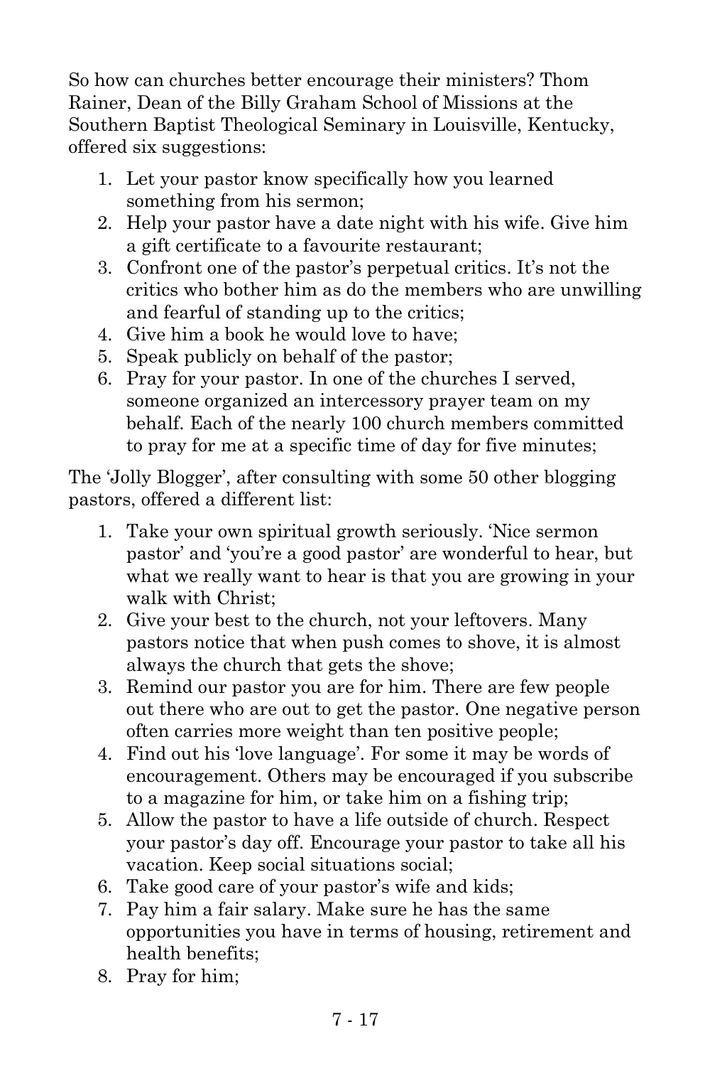So how can churches better encourage their ministers? Thom Rainer, Dean of the Billy Graham School of Missions at the Southern Baptist Theological Seminary in Louisville, Kentucky, offered six suggestions:

1. Let your pastor know specifically how you learned something from his sermon;
2. Help your pastor have a date night with his wife. Give him a gift certificate to a favourite restaurant;
3. Confront one of the pastor's perpetual critics. It's not the critics who bother him as do the members who are unwilling and fearful of standing up to the critics;
4. Give him a book he would love to have;
5. Speak publicly on behalf of the pastor;
6. Pray for your pastor. In one of the churches I served, someone organized an intercessory prayer team on my behalf. Each of the nearly 100 church members committed to pray for me at a specific time of day for five minutes;

The 'Jolly Blogger', after consulting with some 50 other blogging pastors, offered a different list:

1. Take your own spiritual growth seriously. 'Nice sermon pastor' and 'you're a good pastor' are wonderful to hear, but what we really want to hear is that you are growing in your walk with Christ;
2. Give your best to the church, not your leftovers. Many pastors notice that when push comes to shove, it is almost always the church that gets the shove;
3. Remind our pastor you are for him. There are few people out there who are out to get the pastor. One negative person often carries more weight than ten positive people;
4. Find out his 'love language'. For some it may be words of encouragement. Others may be encouraged if you subscribe to a magazine for him, or take him on a fishing trip;
5. Allow the pastor to have a life outside of church. Respect your pastor's day off. Encourage your pastor to take all his vacation. Keep social situations social;
6. Take good care of your pastor's wife and kids;
7. Pay him a fair salary. Make sure he has the same opportunities you have in terms of housing, retirement and health benefits;
8. Pray for him;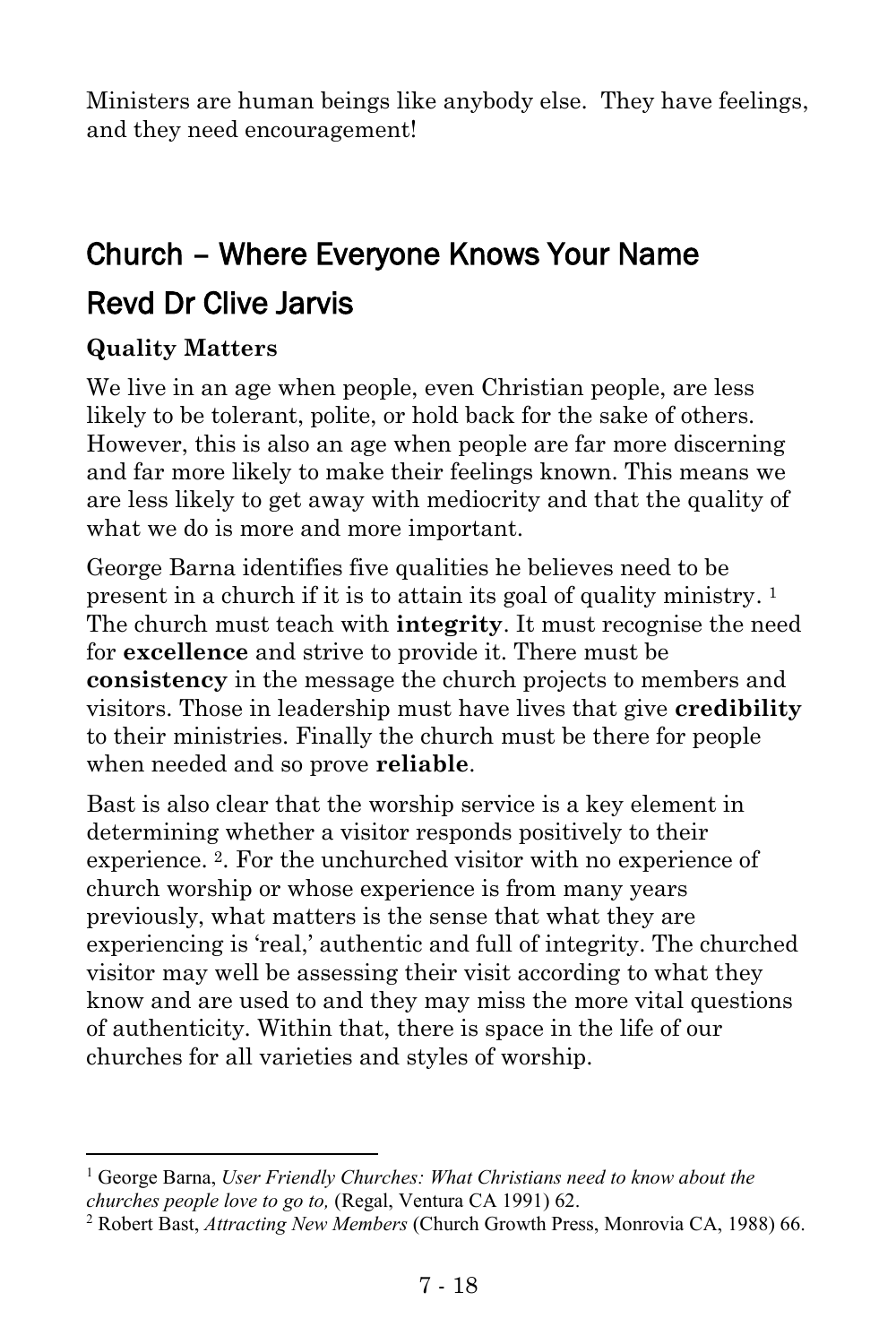Ministers are human beings like anybody else. They have feelings, and they need encouragement!

## Church – Where Everyone Knows Your Name

## Revd Dr Clive Jarvis

**Quality Matters**

We live in an age when people, even Christian people, are less likely to be tolerant, polite, or hold back for the sake of others. However, this is also an age when people are far more discerning and far more likely to make their feelings known. This means we are less likely to get away with mediocrity and that the quality of what we do is more and more important.

George Barna identifies five qualities he believes need to be present in a church if it is to attain its goal of quality ministry. [1] The church must teach with **integrity**. It must recognise the need for **excellence** and strive to provide it. There must be **consistency** in the message the church projects to members and visitors. Those in leadership must have lives that give **credibility** to their ministries. Finally the church must be there for people when needed and so prove **reliable**.

Bast is also clear that the worship service is a key element in determining whether a visitor responds positively to their experience. [2]. For the unchurched visitor with no experience of church worship or whose experience is from many years previously, what matters is the sense that what they are experiencing is 'real,' authentic and full of integrity. The churched visitor may well be assessing their visit according to what they know and are used to and they may miss the more vital questions of authenticity. Within that, there is space in the life of our churches for all varieties and styles of worship.

---

[1] George Barna, *User Friendly Churches: What Christians need to know about the churches people love to go to,* (Regal, Ventura CA 1991) 62.

[2] Robert Bast, *Attracting New Members* (Church Growth Press, Monrovia CA, 1988) 66.